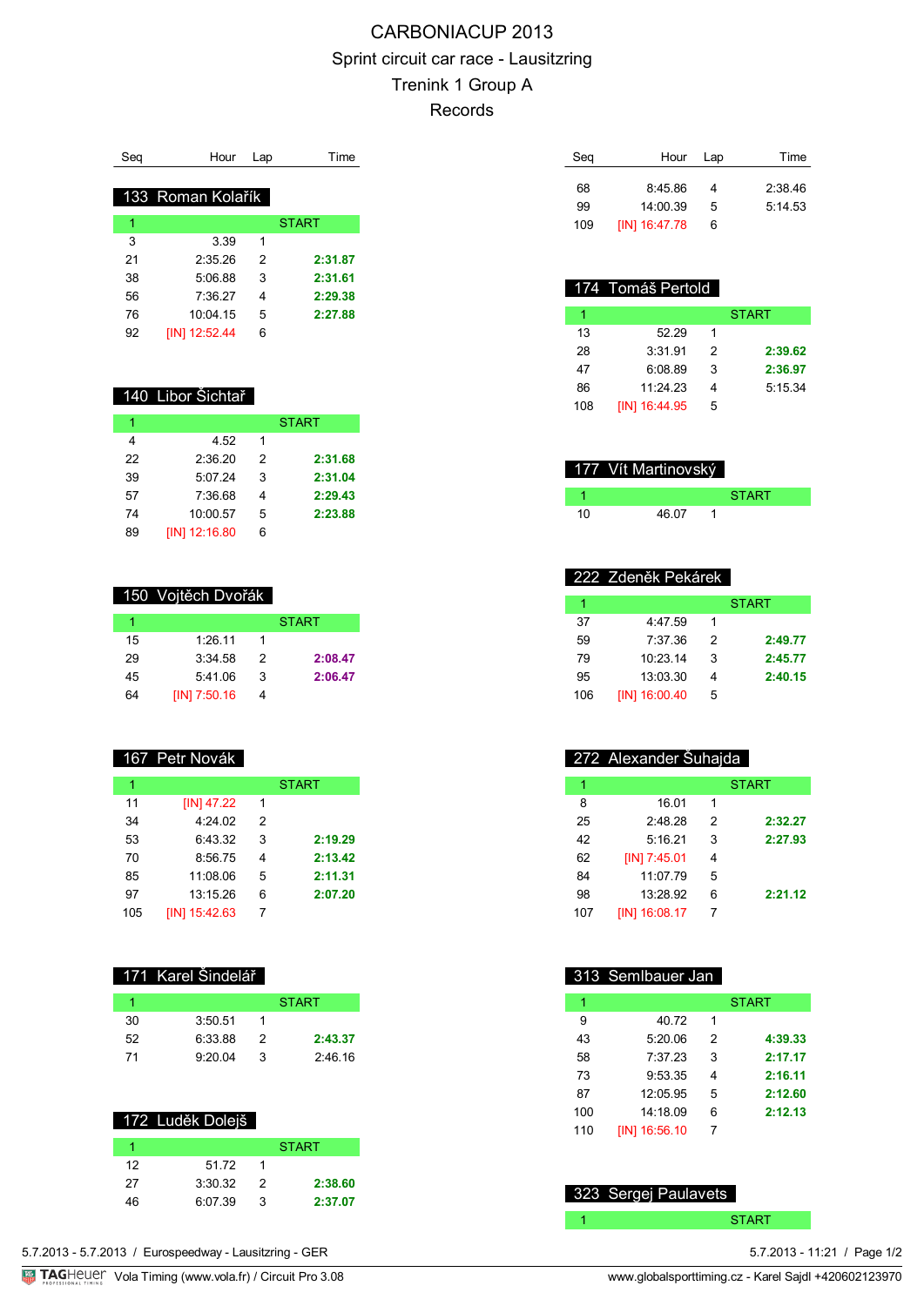# CARBONIACUP 2013

## Sprint circuit car race - Lausitzring

## Trenink 1 Group A

## Records

### 133 Roman Kolařík

| Seq | Hour | Lap | Time |
|---|---|---|---|
| 1 | | | START |
| 3 | 3.39 | 1 | |
| 21 | 2:35.26 | 2 | **2:31.87** |
| 38 | 5:06.88 | 3 | **2:31.61** |
| 56 | 7:36.27 | 4 | **2:29.38** |
| 76 | 10:04.15 | 5 | **2:27.88** |
| 92 | [IN] 12:52.44 | 6 | |

### 140 Libor Šichtař

| Seq | Hour | Lap | Time |
|---|---|---|---|
| 1 | | | START |
| 4 | 4.52 | 1 | |
| 22 | 2:36.20 | 2 | **2:31.68** |
| 39 | 5:07.24 | 3 | **2:31.04** |
| 57 | 7:36.68 | 4 | **2:29.43** |
| 74 | 10:00.57 | 5 | **2:23.88** |
| 89 | [IN] 12:16.80 | 6 | |

### 150 Vojtěch Dvořák

| Seq | Hour | Lap | Time |
|---|---|---|---|
| 1 | | | START |
| 15 | 1:26.11 | 1 | |
| 29 | 3:34.58 | 2 | **2:08.47** |
| 45 | 5:41.06 | 3 | **2:06.47** |
| 64 | [IN] 7:50.16 | 4 | |

### 167 Petr Novák

| Seq | Hour | Lap | Time |
|---|---|---|---|
| 1 | | | START |
| 11 | [IN] 47.22 | 1 | |
| 34 | 4:24.02 | 2 | |
| 53 | 6:43.32 | 3 | **2:19.29** |
| 70 | 8:56.75 | 4 | **2:13.42** |
| 85 | 11:08.06 | 5 | **2:11.31** |
| 97 | 13:15.26 | 6 | **2:07.20** |
| 105 | [IN] 15:42.63 | 7 | |

### 171 Karel Šindelář

| Seq | Hour | Lap | Time |
|---|---|---|---|
| 1 | | | START |
| 30 | 3:50.51 | 1 | |
| 52 | 6:33.88 | 2 | **2:43.37** |
| 71 | 9:20.04 | 3 | 2:46.16 |

### 172 Luděk Dolejš

| Seq | Hour | Lap | Time |
|---|---|---|---|
| 1 | | | START |
| 12 | 51.72 | 1 | |
| 27 | 3:30.32 | 2 | **2:38.60** |
| 46 | 6:07.39 | 3 | **2:37.07** |
| 68 | 8:45.86 | 4 | 2:38.46 |
| 99 | 14:00.39 | 5 | 5:14.53 |
| 109 | [IN] 16:47.78 | 6 | |

### 174 Tomáš Pertold

| Seq | Hour | Lap | Time |
|---|---|---|---|
| 1 | | | START |
| 13 | 52.29 | 1 | |
| 28 | 3:31.91 | 2 | **2:39.62** |
| 47 | 6:08.89 | 3 | **2:36.97** |
| 86 | 11:24.23 | 4 | 5:15.34 |
| 108 | [IN] 16:44.95 | 5 | |

### 177 Vít Martinovský

| Seq | Hour | Lap | Time |
|---|---|---|---|
| 1 | | | START |
| 10 | 46.07 | 1 | |

### 222 Zdeněk Pekárek

| Seq | Hour | Lap | Time |
|---|---|---|---|
| 1 | | | START |
| 37 | 4:47.59 | 1 | |
| 59 | 7:37.36 | 2 | **2:49.77** |
| 79 | 10:23.14 | 3 | **2:45.77** |
| 95 | 13:03.30 | 4 | **2:40.15** |
| 106 | [IN] 16:00.40 | 5 | |

### 272 Alexander Šuhajda

| Seq | Hour | Lap | Time |
|---|---|---|---|
| 1 | | | START |
| 8 | 16.01 | 1 | |
| 25 | 2:48.28 | 2 | **2:32.27** |
| 42 | 5:16.21 | 3 | **2:27.93** |
| 62 | [IN] 7:45.01 | 4 | |
| 84 | 11:07.79 | 5 | |
| 98 | 13:28.92 | 6 | **2:21.12** |
| 107 | [IN] 16:08.17 | 7 | |

### 313 Semlbauer Jan

| Seq | Hour | Lap | Time |
|---|---|---|---|
| 1 | | | START |
| 9 | 40.72 | 1 | |
| 43 | 5:20.06 | 2 | **4:39.33** |
| 58 | 7:37.23 | 3 | **2:17.17** |
| 73 | 9:53.35 | 4 | **2:16.11** |
| 87 | 12:05.95 | 5 | **2:12.60** |
| 100 | 14:18.09 | 6 | **2:12.13** |
| 110 | [IN] 16:56.10 | 7 | |

### 323 Sergej Paulavets

| Seq | Hour | Lap | Time |
|---|---|---|---|
| 1 | | | START |

5.7.2013 - 5.7.2013 / Eurospeedway - Lausitzring - GER

5.7.2013 - 11:21

Vola Timing (www.vola.fr) / Circuit Pro 3.08

www.globalsporttiming.cz - Karel Sajdl +420602123970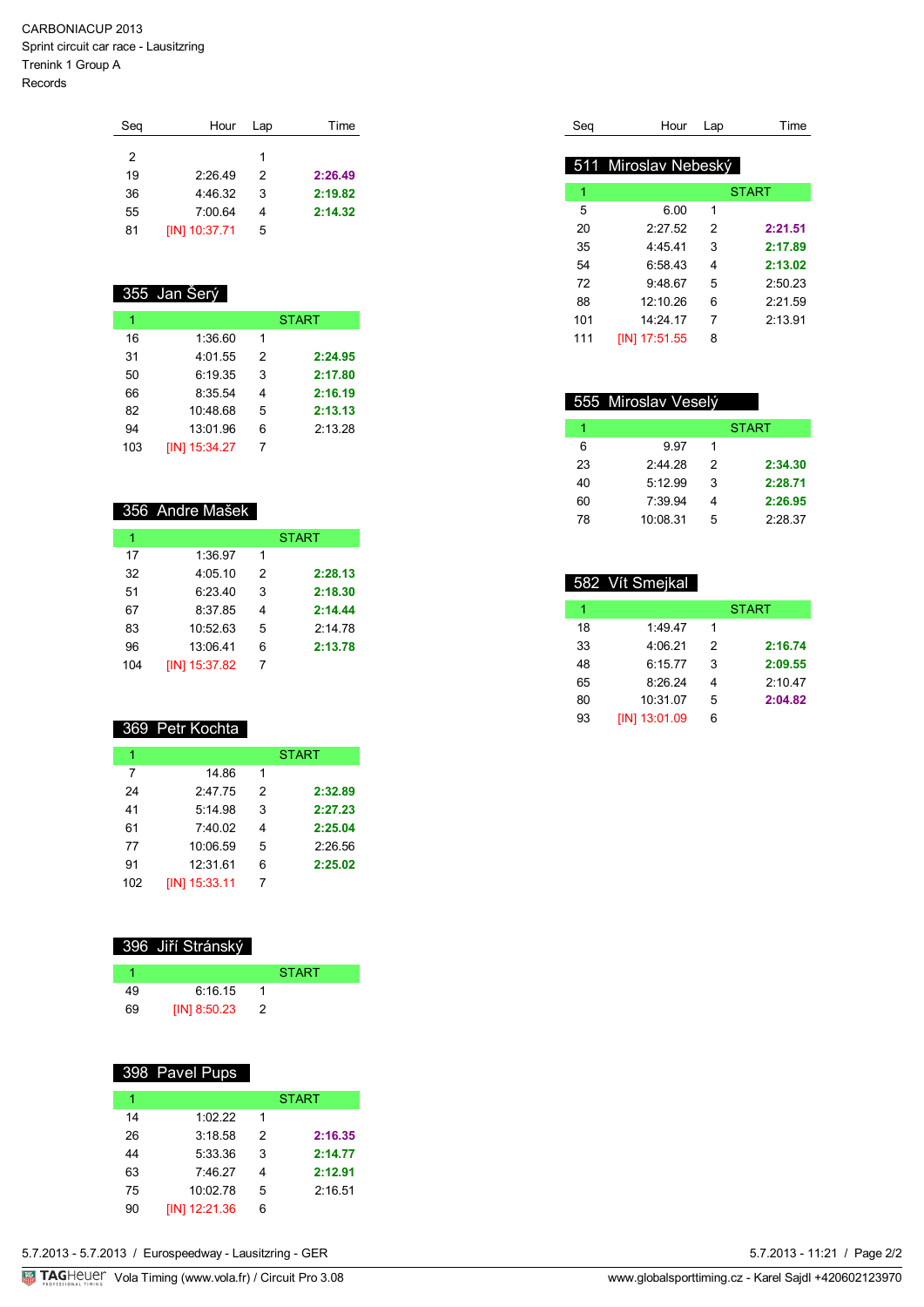CARBONIACUP 2013
Sprint circuit car race - Lausitzring
Trenink 1 Group A
Records

| Seq | Hour | Lap | Time |
|---|---|---|---|
| 2 | | 1 | |
| 19 | 2:26.49 | 2 | **2:26.49** |
| 36 | 4:46.32 | 3 | **2:19.82** |
| 55 | 7:00.64 | 4 | **2:14.32** |
| 81 | [IN] 10:37.71 | 5 | |

## 355 Jan Šerý

| Seq | Hour | Lap | Time |
|---|---|---|---|
| 1 | | | START |
| 16 | 1:36.60 | 1 | |
| 31 | 4:01.55 | 2 | **2:24.95** |
| 50 | 6:19.35 | 3 | **2:17.80** |
| 66 | 8:35.54 | 4 | **2:16.19** |
| 82 | 10:48.68 | 5 | **2:13.13** |
| 94 | 13:01.96 | 6 | 2:13.28 |
| 103 | [IN] 15:34.27 | 7 | |

## 356 Andre Mašek

| Seq | Hour | Lap | Time |
|---|---|---|---|
| 1 | | | START |
| 17 | 1:36.97 | 1 | |
| 32 | 4:05.10 | 2 | **2:28.13** |
| 51 | 6:23.40 | 3 | **2:18.30** |
| 67 | 8:37.85 | 4 | **2:14.44** |
| 83 | 10:52.63 | 5 | 2:14.78 |
| 96 | 13:06.41 | 6 | **2:13.78** |
| 104 | [IN] 15:37.82 | 7 | |

## 369 Petr Kochta

| Seq | Hour | Lap | Time |
|---|---|---|---|
| 1 | | | START |
| 7 | 14.86 | 1 | |
| 24 | 2:47.75 | 2 | **2:32.89** |
| 41 | 5:14.98 | 3 | **2:27.23** |
| 61 | 7:40.02 | 4 | **2:25.04** |
| 77 | 10:06.59 | 5 | 2:26.56 |
| 91 | 12:31.61 | 6 | **2:25.02** |
| 102 | [IN] 15:33.11 | 7 | |

## 396 Jiří Stránský

| Seq | Hour | Lap | Time |
|---|---|---|---|
| 1 | | | START |
| 49 | 6:16.15 | 1 | |
| 69 | [IN] 8:50.23 | 2 | |

## 398 Pavel Pups

| Seq | Hour | Lap | Time |
|---|---|---|---|
| 1 | | | START |
| 14 | 1:02.22 | 1 | |
| 26 | 3:18.58 | 2 | **2:16.35** |
| 44 | 5:33.36 | 3 | **2:14.77** |
| 63 | 7:46.27 | 4 | **2:12.91** |
| 75 | 10:02.78 | 5 | 2:16.51 |
| 90 | [IN] 12:21.36 | 6 | |

## 511 Miroslav Nebeský

| Seq | Hour | Lap | Time |
|---|---|---|---|
| 1 | | | START |
| 5 | 6.00 | 1 | |
| 20 | 2:27.52 | 2 | **2:21.51** |
| 35 | 4:45.41 | 3 | **2:17.89** |
| 54 | 6:58.43 | 4 | **2:13.02** |
| 72 | 9:48.67 | 5 | 2:50.23 |
| 88 | 12:10.26 | 6 | 2:21.59 |
| 101 | 14:24.17 | 7 | 2:13.91 |
| 111 | [IN] 17:51.55 | 8 | |

## 555 Miroslav Veselý

| Seq | Hour | Lap | Time |
|---|---|---|---|
| 1 | | | START |
| 6 | 9.97 | 1 | |
| 23 | 2:44.28 | 2 | **2:34.30** |
| 40 | 5:12.99 | 3 | **2:28.71** |
| 60 | 7:39.94 | 4 | **2:26.95** |
| 78 | 10:08.31 | 5 | 2:28.37 |

## 582 Vít Smejkal

| Seq | Hour | Lap | Time |
|---|---|---|---|
| 1 | | | START |
| 18 | 1:49.47 | 1 | |
| 33 | 4:06.21 | 2 | **2:16.74** |
| 48 | 6:15.77 | 3 | **2:09.55** |
| 65 | 8:26.24 | 4 | 2:10.47 |
| 80 | 10:31.07 | 5 | **2:04.82** |
| 93 | [IN] 13:01.09 | 6 | |

5.7.2013 - 5.7.2013 / Eurospeedway - Lausitzring - GER

5.7.2013 - 11:21

Vola Timing (www.vola.fr) / Circuit Pro 3.08

www.globalsporttiming.cz - Karel Sajdl +420602123970